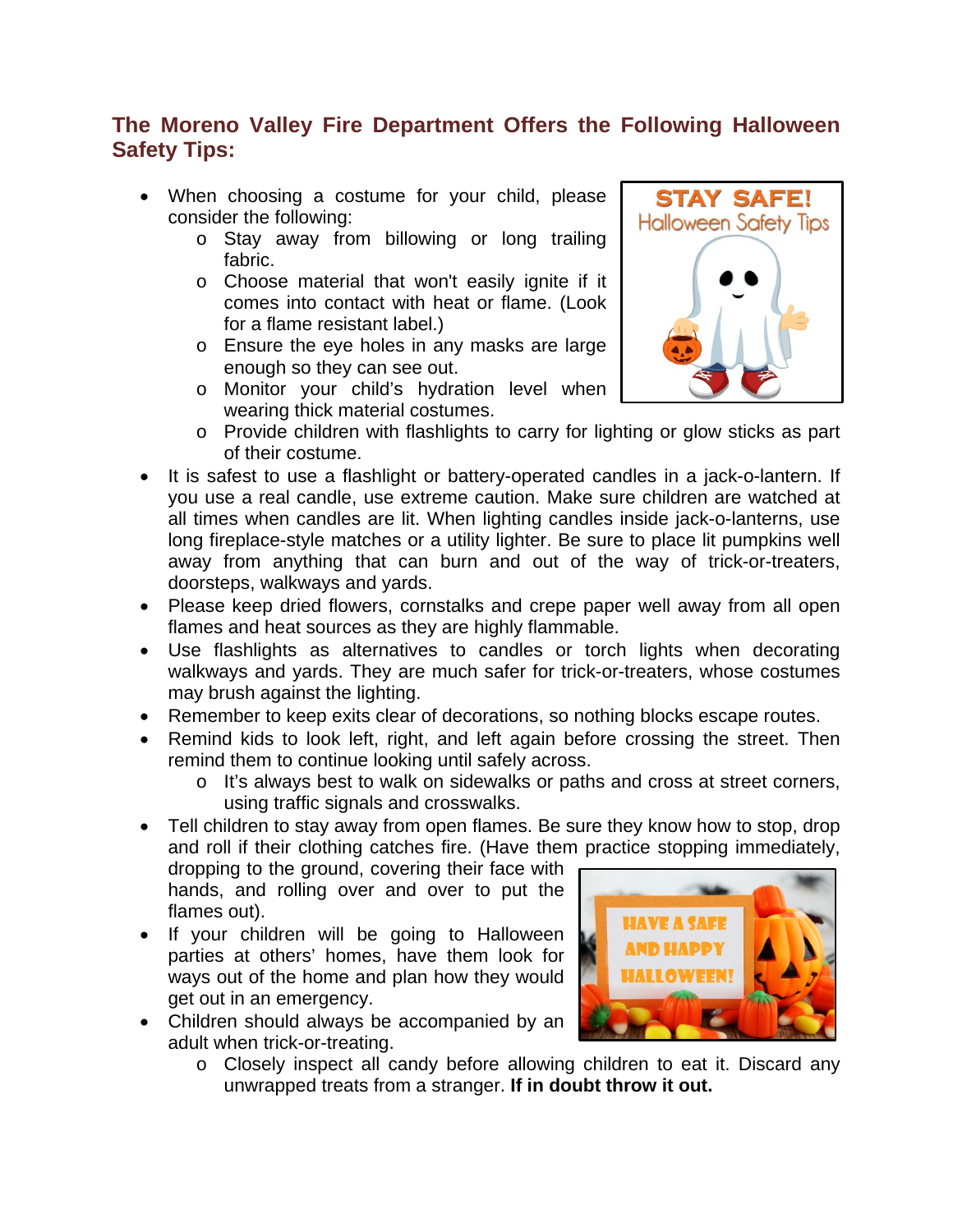## The Moreno Valley Fire Department Offers the Following Halloween Safety Tips:

- When choosing a costume for your child, please consider the following:
  - Stay away from billowing or long trailing fabric.
  - Choose material that won't easily ignite if it comes into contact with heat or flame. (Look for a flame resistant label.)
  - Ensure the eye holes in any masks are large enough so they can see out.
  - Monitor your child's hydration level when wearing thick material costumes.
  - Provide children with flashlights to carry for lighting or glow sticks as part of their costume.
- It is safest to use a flashlight or battery-operated candles in a jack-o-lantern. If you use a real candle, use extreme caution. Make sure children are watched at all times when candles are lit. When lighting candles inside jack-o-lanterns, use long fireplace-style matches or a utility lighter. Be sure to place lit pumpkins well away from anything that can burn and out of the way of trick-or-treaters, doorsteps, walkways and yards.
- Please keep dried flowers, cornstalks and crepe paper well away from all open flames and heat sources as they are highly flammable.
- Use flashlights as alternatives to candles or torch lights when decorating walkways and yards. They are much safer for trick-or-treaters, whose costumes may brush against the lighting.
- Remember to keep exits clear of decorations, so nothing blocks escape routes.
- Remind kids to look left, right, and left again before crossing the street. Then remind them to continue looking until safely across.
  - It's always best to walk on sidewalks or paths and cross at street corners, using traffic signals and crosswalks.
- Tell children to stay away from open flames. Be sure they know how to stop, drop and roll if their clothing catches fire. (Have them practice stopping immediately, dropping to the ground, covering their face with hands, and rolling over and over to put the flames out).
- If your children will be going to Halloween parties at others' homes, have them look for ways out of the home and plan how they would get out in an emergency.
- Children should always be accompanied by an adult when trick-or-treating.
  - Closely inspect all candy before allowing children to eat it. Discard any unwrapped treats from a stranger. **If in doubt throw it out.**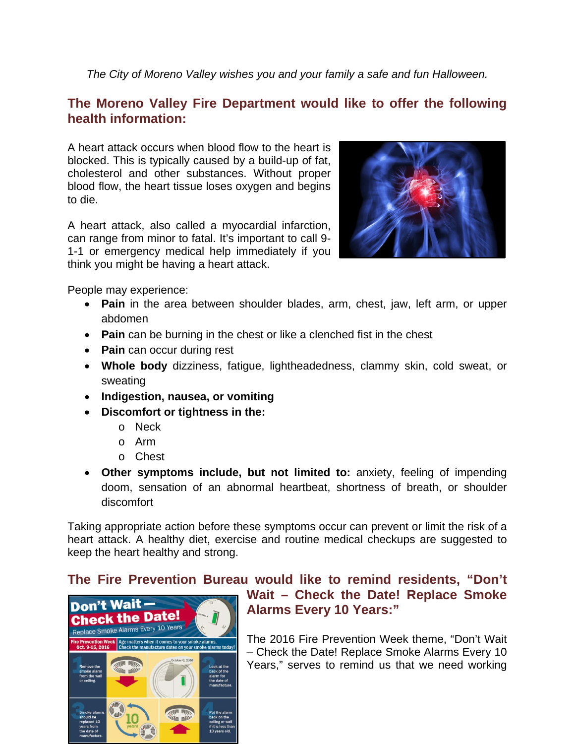*The City of Moreno Valley wishes you and your family a safe and fun Halloween.*

## The Moreno Valley Fire Department would like to offer the following health information:

A heart attack occurs when blood flow to the heart is blocked. This is typically caused by a build-up of fat, cholesterol and other substances. Without proper blood flow, the heart tissue loses oxygen and begins to die.

A heart attack, also called a myocardial infarction, can range from minor to fatal. It's important to call 9-1-1 or emergency medical help immediately if you think you might be having a heart attack.

People may experience:

- **Pain** in the area between shoulder blades, arm, chest, jaw, left arm, or upper abdomen
- **Pain** can be burning in the chest or like a clenched fist in the chest
- **Pain** can occur during rest
- **Whole body** dizziness, fatigue, lightheadedness, clammy skin, cold sweat, or sweating
- **Indigestion, nausea, or vomiting**
- **Discomfort or tightness in the:**
  - Neck
  - Arm
  - Chest
- **Other symptoms include, but not limited to:** anxiety, feeling of impending doom, sensation of an abnormal heartbeat, shortness of breath, or shoulder discomfort

Taking appropriate action before these symptoms occur can prevent or limit the risk of a heart attack. A healthy diet, exercise and routine medical checkups are suggested to keep the heart healthy and strong.

## The Fire Prevention Bureau would like to remind residents, "Don't Wait – Check the Date! Replace Smoke Alarms Every 10 Years:"

The 2016 Fire Prevention Week theme, "Don't Wait – Check the Date! Replace Smoke Alarms Every 10 Years," serves to remind us that we need working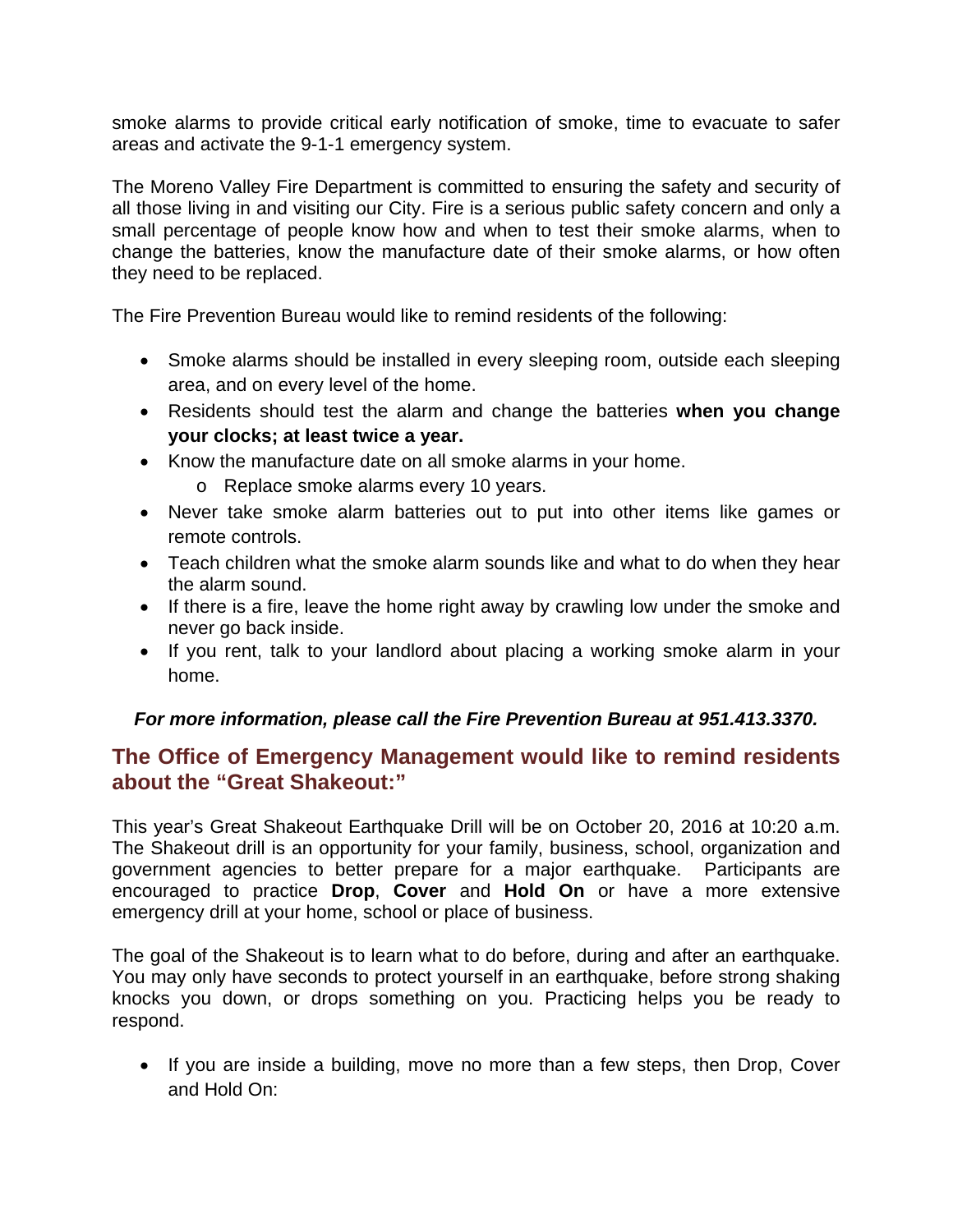smoke alarms to provide critical early notification of smoke, time to evacuate to safer areas and activate the 9-1-1 emergency system.

The Moreno Valley Fire Department is committed to ensuring the safety and security of all those living in and visiting our City. Fire is a serious public safety concern and only a small percentage of people know how and when to test their smoke alarms, when to change the batteries, know the manufacture date of their smoke alarms, or how often they need to be replaced.

The Fire Prevention Bureau would like to remind residents of the following:

- Smoke alarms should be installed in every sleeping room, outside each sleeping area, and on every level of the home.
- Residents should test the alarm and change the batteries **when you change your clocks; at least twice a year.**
- Know the manufacture date on all smoke alarms in your home.
  - Replace smoke alarms every 10 years.
- Never take smoke alarm batteries out to put into other items like games or remote controls.
- Teach children what the smoke alarm sounds like and what to do when they hear the alarm sound.
- If there is a fire, leave the home right away by crawling low under the smoke and never go back inside.
- If you rent, talk to your landlord about placing a working smoke alarm in your home.

***For more information, please call the Fire Prevention Bureau at 951.413.3370.***

## The Office of Emergency Management would like to remind residents about the "Great Shakeout:"

This year's Great Shakeout Earthquake Drill will be on October 20, 2016 at 10:20 a.m. The Shakeout drill is an opportunity for your family, business, school, organization and government agencies to better prepare for a major earthquake. Participants are encouraged to practice **Drop**, **Cover** and **Hold On** or have a more extensive emergency drill at your home, school or place of business.

The goal of the Shakeout is to learn what to do before, during and after an earthquake. You may only have seconds to protect yourself in an earthquake, before strong shaking knocks you down, or drops something on you. Practicing helps you be ready to respond.

- If you are inside a building, move no more than a few steps, then Drop, Cover and Hold On: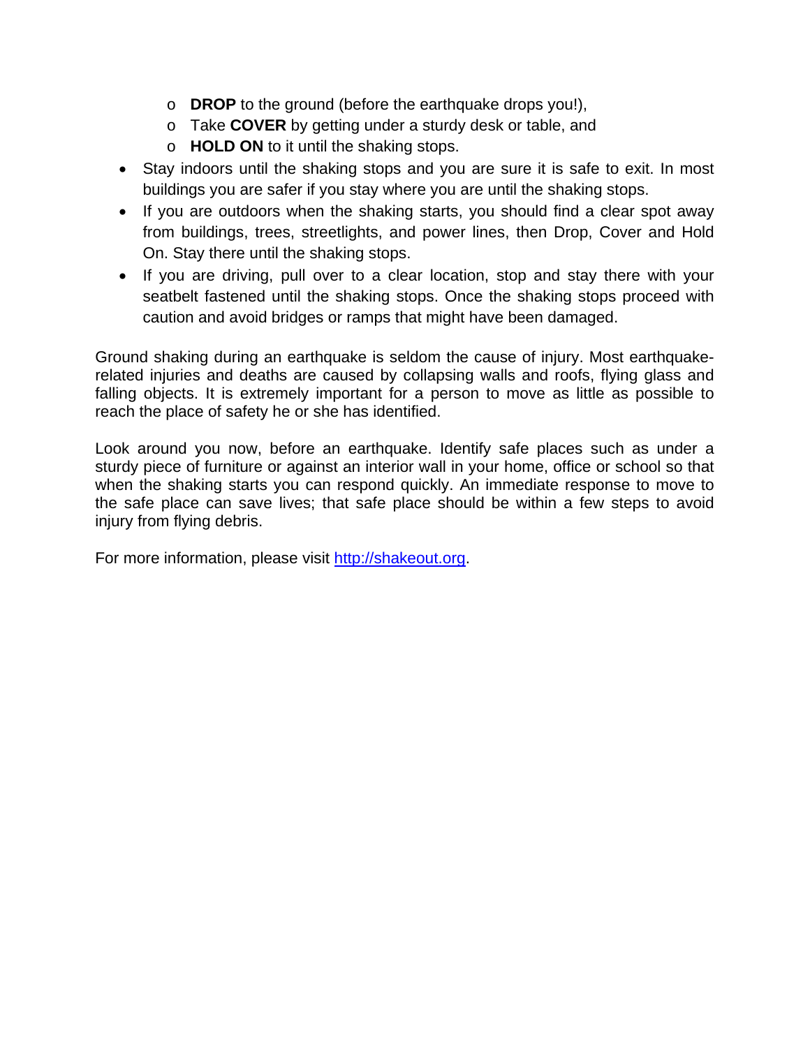- **DROP** to the ground (before the earthquake drops you!),
  - Take **COVER** by getting under a sturdy desk or table, and
  - **HOLD ON** to it until the shaking stops.
- Stay indoors until the shaking stops and you are sure it is safe to exit. In most buildings you are safer if you stay where you are until the shaking stops.
- If you are outdoors when the shaking starts, you should find a clear spot away from buildings, trees, streetlights, and power lines, then Drop, Cover and Hold On. Stay there until the shaking stops.
- If you are driving, pull over to a clear location, stop and stay there with your seatbelt fastened until the shaking stops. Once the shaking stops proceed with caution and avoid bridges or ramps that might have been damaged.

Ground shaking during an earthquake is seldom the cause of injury. Most earthquake-related injuries and deaths are caused by collapsing walls and roofs, flying glass and falling objects. It is extremely important for a person to move as little as possible to reach the place of safety he or she has identified.

Look around you now, before an earthquake. Identify safe places such as under a sturdy piece of furniture or against an interior wall in your home, office or school so that when the shaking starts you can respond quickly. An immediate response to move to the safe place can save lives; that safe place should be within a few steps to avoid injury from flying debris.

For more information, please visit [http://shakeout.org](http://shakeout.org).